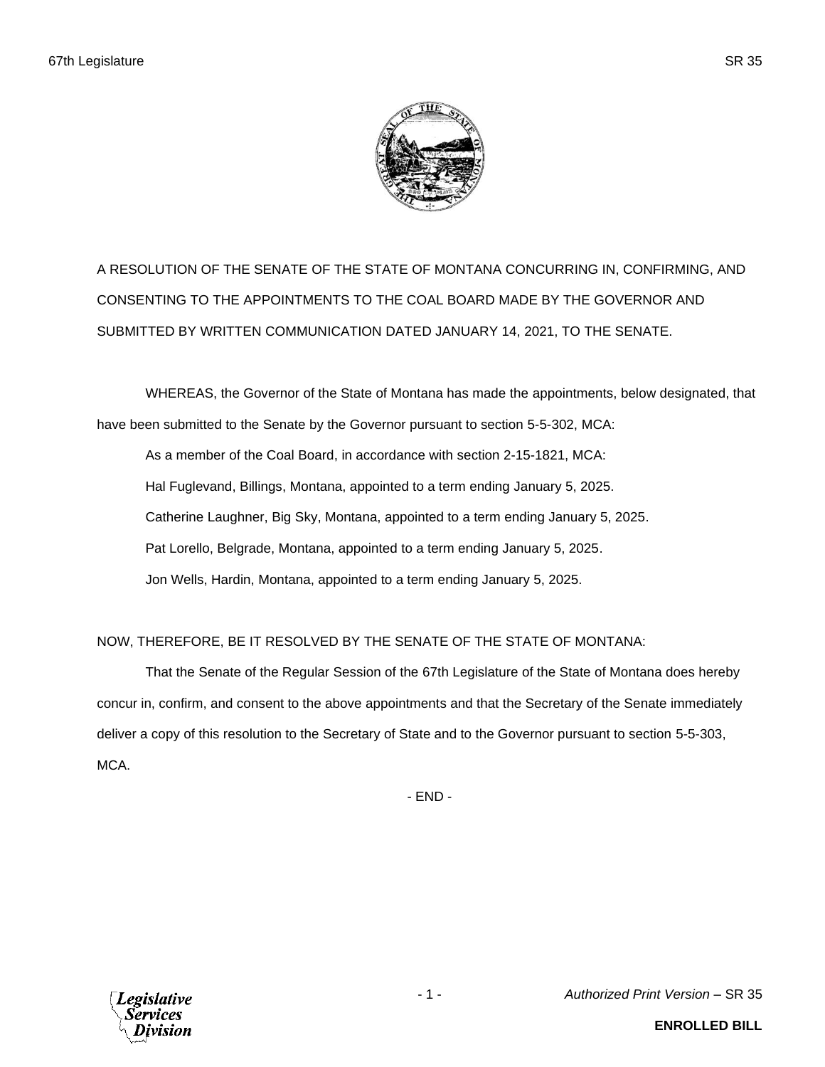A RESOLUTION OF THE SENATE OF THE STATE OF MONTANA CONCURRING IN, CONFIRMING, AND CONSENTING TO THE APPOINTMENTS TO THE COAL BOARD MADE BY THE GOVERNOR AND SUBMITTED BY WRITTEN COMMUNICATION DATED JANUARY 14, 2021, TO THE SENATE.

WHEREAS, the Governor of the State of Montana has made the appointments, below designated, that have been submitted to the Senate by the Governor pursuant to section 5-5-302, MCA:

As a member of the Coal Board, in accordance with section 2-15-1821, MCA:

Hal Fuglevand, Billings, Montana, appointed to a term ending January 5, 2025.

Catherine Laughner, Big Sky, Montana, appointed to a term ending January 5, 2025.

Pat Lorello, Belgrade, Montana, appointed to a term ending January 5, 2025.

Jon Wells, Hardin, Montana, appointed to a term ending January 5, 2025.

NOW, THEREFORE, BE IT RESOLVED BY THE SENATE OF THE STATE OF MONTANA:

That the Senate of the Regular Session of the 67th Legislature of the State of Montana does hereby concur in, confirm, and consent to the above appointments and that the Secretary of the Senate immediately deliver a copy of this resolution to the Secretary of State and to the Governor pursuant to section 5-5-303, MCA.

- END -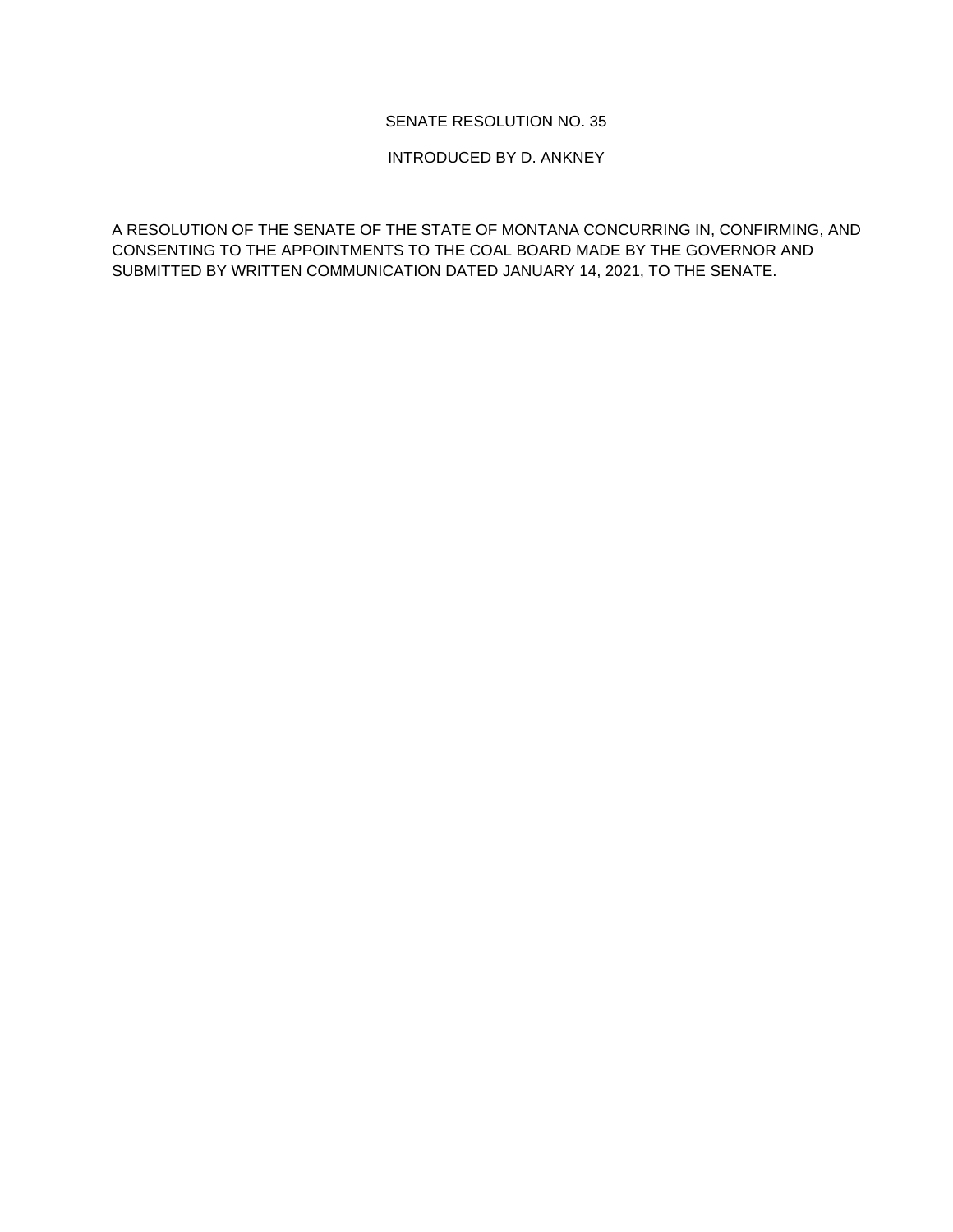SENATE RESOLUTION NO. 35

INTRODUCED BY D. ANKNEY

A RESOLUTION OF THE SENATE OF THE STATE OF MONTANA CONCURRING IN, CONFIRMING, AND CONSENTING TO THE APPOINTMENTS TO THE COAL BOARD MADE BY THE GOVERNOR AND SUBMITTED BY WRITTEN COMMUNICATION DATED JANUARY 14, 2021, TO THE SENATE.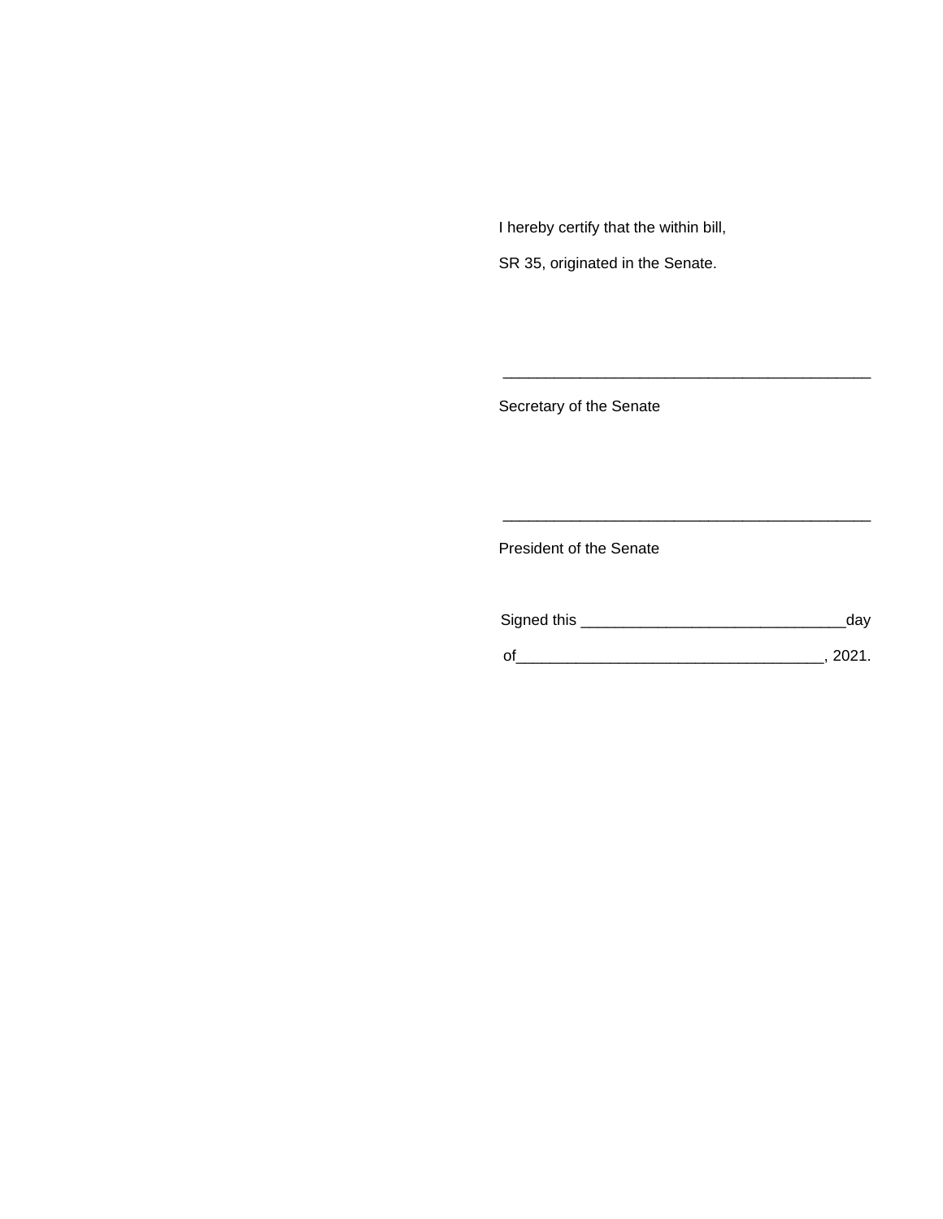I hereby certify that the within bill,

SR 35, originated in the Senate.

\_\_\_\_\_\_\_\_\_\_\_\_\_\_\_\_\_\_\_\_\_\_\_\_\_\_\_\_\_\_\_\_\_\_\_\_\_\_\_\_\_\_\_\_

Secretary of the Senate

\_\_\_\_\_\_\_\_\_\_\_\_\_\_\_\_\_\_\_\_\_\_\_\_\_\_\_\_\_\_\_\_\_\_\_\_\_\_\_\_\_\_\_\_

President of the Senate

Signed this \_\_\_\_\_\_\_\_\_\_\_\_\_\_\_\_\_\_\_\_\_\_\_\_\_\_\_\_\_\_\_day

of\_\_\_\_\_\_\_\_\_\_\_\_\_\_\_\_\_\_\_\_\_\_\_\_\_\_\_\_\_\_\_\_\_\_\_, 2021.